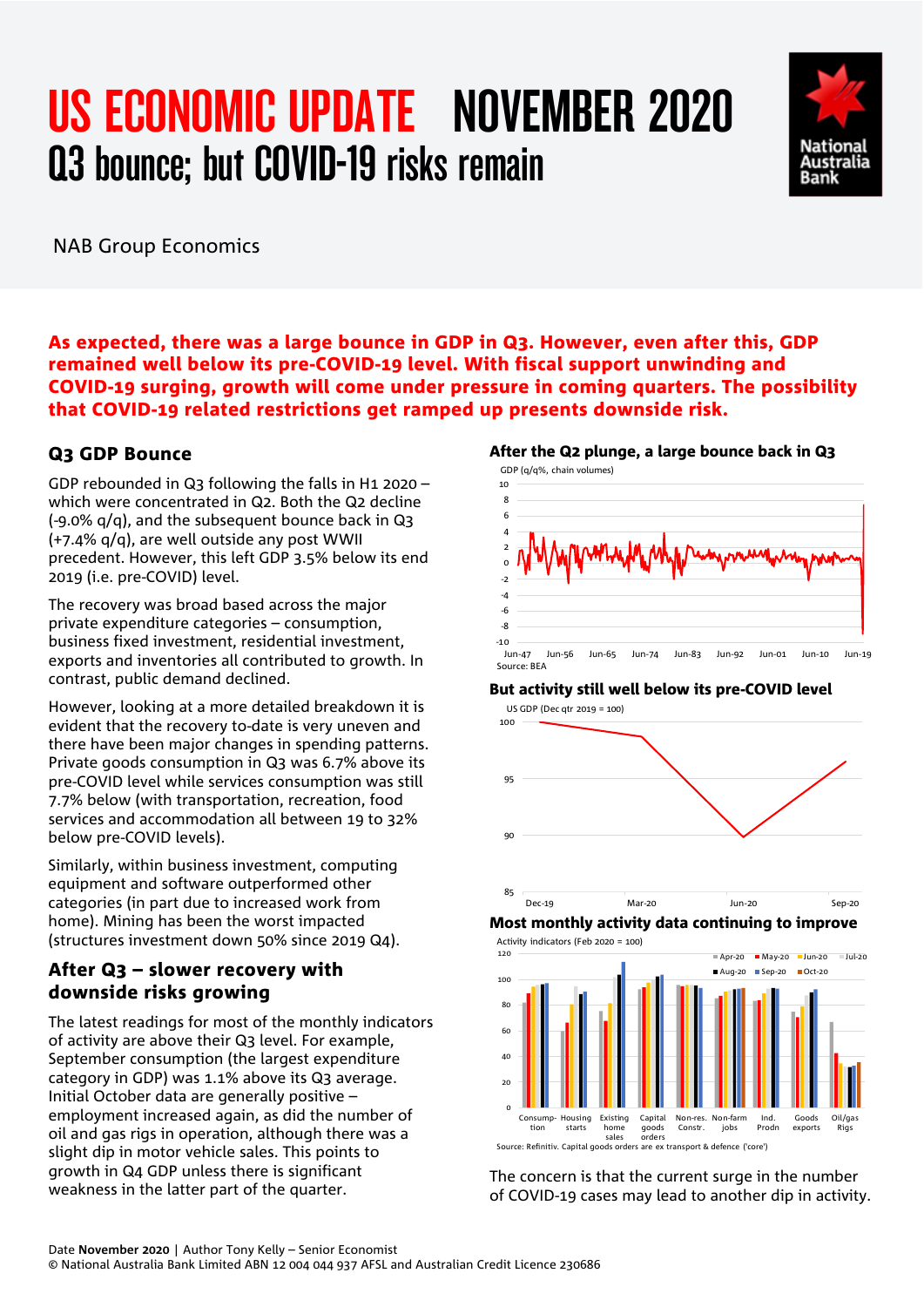# US ECONOMIC UPDATE NOVEMBER 2020

## Q3 bounce; but COVID-19 risks remain

NAB Group Economics

**As expected, there was a large bounce in GDP in Q3. However, even after this, GDP remained well below its pre-COVID-19 level. With fiscal support unwinding and COVID-19 surging, growth will come under pressure in coming quarters. The possibility that COVID-19 related restrictions get ramped up presents downside risk.**

### Q3 GDP Bounce

GDP rebounded in Q3 following the falls in H1 2020 – which were concentrated in Q2. Both the Q2 decline (-9.0% q/q), and the subsequent bounce back in Q3 (+7.4% q/q), are well outside any post WWII precedent. However, this left GDP 3.5% below its end 2019 (i.e. pre-COVID) level.

The recovery was broad based across the major private expenditure categories – consumption, business fixed investment, residential investment, exports and inventories all contributed to growth. In contrast, public demand declined.

However, looking at a more detailed breakdown it is evident that the recovery to-date is very uneven and there have been major changes in spending patterns. Private goods consumption in Q3 was 6.7% above its pre-COVID level while services consumption was still 7.7% below (with transportation, recreation, food services and accommodation all between 19 to 32% below pre-COVID levels).

Similarly, within business investment, computing equipment and software outperformed other categories (in part due to increased work from home). Mining has been the worst impacted (structures investment down 50% since 2019 Q4).

### After Q3 – slower recovery with downside risks growing

The latest readings for most of the monthly indicators of activity are above their Q3 level. For example, September consumption (the largest expenditure category in GDP) was 1.1% above its Q3 average. Initial October data are generally positive – employment increased again, as did the number of oil and gas rigs in operation, although there was a slight dip in motor vehicle sales. This points to growth in Q4 GDP unless there is significant weakness in the latter part of the quarter.

**After the Q2 plunge, a large bounce back in Q3**

GDP (q/q%, chain volumes)

Source: BEA

**But activity still well below its pre-COVID level**

US GDP (Dec qtr 2019 = 100)

**Most monthly activity data continuing to improve**

Activity indicators (Feb 2020 = 100)

Source: Refinitiv. Capital goods orders are ex transport & defence ('core')

The concern is that the current surge in the number of COVID-19 cases may lead to another dip in activity.

Date **November 2020** | Author Tony Kelly – Senior Economist
© National Australia Bank Limited ABN 12 004 044 937 AFSL and Australian Credit Licence 230686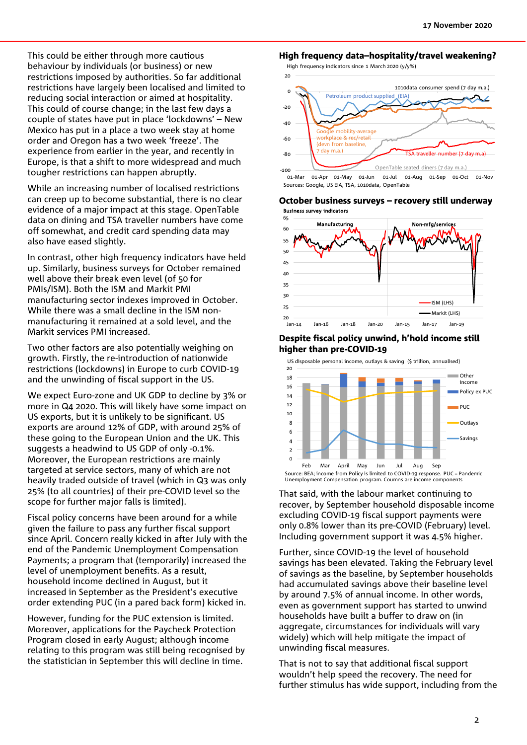This could be either through more cautious behaviour by individuals (or business) or new restrictions imposed by authorities. So far additional restrictions have largely been localised and limited to reducing social interaction or aimed at hospitality. This could of course change; in the last few days a couple of states have put in place 'lockdowns' – New Mexico has put in a place a two week stay at home order and Oregon has a two week 'freeze'. The experience from earlier in the year, and recently in Europe, is that a shift to more widespread and much tougher restrictions can happen abruptly.

While an increasing number of localised restrictions can creep up to become substantial, there is no clear evidence of a major impact at this stage. OpenTable data on dining and TSA traveller numbers have come off somewhat, and credit card spending data may also have eased slightly.

In contrast, other high frequency indicators have held up. Similarly, business surveys for October remained well above their break even level (of 50 for PMIs/ISM). Both the ISM and Markit PMI manufacturing sector indexes improved in October. While there was a small decline in the ISM non-manufacturing it remained at a sold level, and the Markit services PMI increased.

Two other factors are also potentially weighing on growth. Firstly, the re-introduction of nationwide restrictions (lockdowns) in Europe to curb COVID-19 and the unwinding of fiscal support in the US.

We expect Euro-zone and UK GDP to decline by 3% or more in Q4 2020. This will likely have some impact on US exports, but it is unlikely to be significant. US exports are around 12% of GDP, with around 25% of these going to the European Union and the UK. This suggests a headwind to US GDP of only -0.1%. Moreover, the European restrictions are mainly targeted at service sectors, many of which are not heavily traded outside of travel (which in Q3 was only 25% (to all countries) of their pre-COVID level so the scope for further major falls is limited).

Fiscal policy concerns have been around for a while given the failure to pass any further fiscal support since April. Concern really kicked in after July with the end of the Pandemic Unemployment Compensation Payments; a program that (temporarily) increased the level of unemployment benefits. As a result, household income declined in August, but it increased in September as the President's executive order extending PUC (in a pared back form) kicked in.

However, funding for the PUC extension is limited. Moreover, applications for the Paycheck Protection Program closed in early August; although income relating to this program was still being recognised by the statistician in September this will decline in time.

**High frequency data–hospitality/travel weakening?**

High frequency indicators since 1 March 2020 (y/y%)

Sources: Google, US EIA, TSA, 1010data, OpenTable

**October business surveys – recovery still underway**

Business survey indicators

**Despite fiscal policy unwind, h'hold income still higher than pre-COVID-19**

US disposable personal income, outlays & saving ($ trillion, annualised)

Source: BEA; income from Policy is limited to COVID-19 response. PUC = Pandemic Unemployment Compensation program. Coumns are income components

That said, with the labour market continuing to recover, by September household disposable income excluding COVID-19 fiscal support payments were only 0.8% lower than its pre-COVID (February) level. Including government support it was 4.5% higher.

Further, since COVID-19 the level of household savings has been elevated. Taking the February level of savings as the baseline, by September households had accumulated savings above their baseline level by around 7.5% of annual income. In other words, even as government support has started to unwind households have built a buffer to draw on (in aggregate, circumstances for individuals will vary widely) which will help mitigate the impact of unwinding fiscal measures.

That is not to say that additional fiscal support wouldn't help speed the recovery. The need for further stimulus has wide support, including from the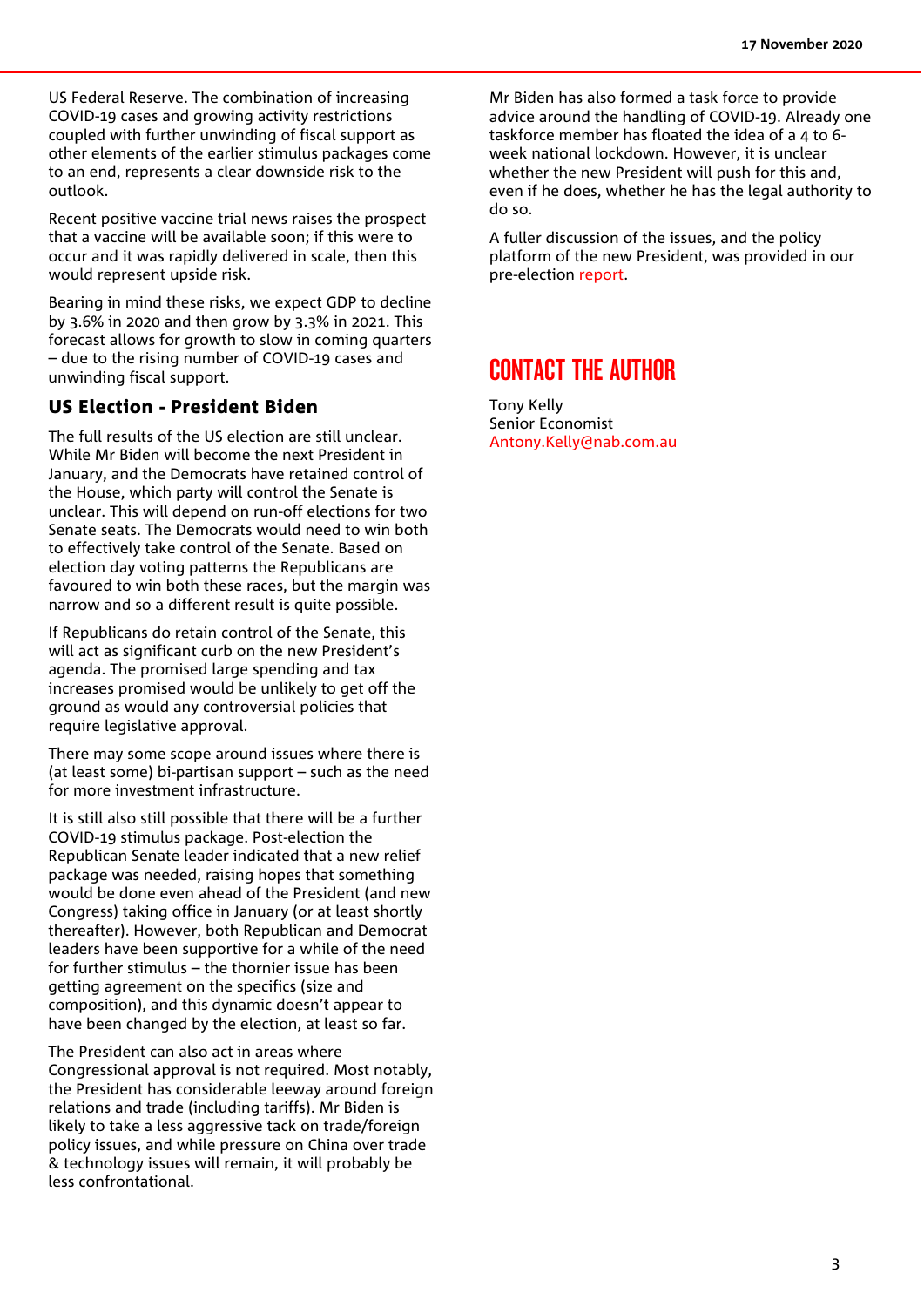US Federal Reserve. The combination of increasing COVID-19 cases and growing activity restrictions coupled with further unwinding of fiscal support as other elements of the earlier stimulus packages come to an end, represents a clear downside risk to the outlook.

Recent positive vaccine trial news raises the prospect that a vaccine will be available soon; if this were to occur and it was rapidly delivered in scale, then this would represent upside risk.

Bearing in mind these risks, we expect GDP to decline by 3.6% in 2020 and then grow by 3.3% in 2021. This forecast allows for growth to slow in coming quarters – due to the rising number of COVID-19 cases and unwinding fiscal support.

### US Election - President Biden

The full results of the US election are still unclear. While Mr Biden will become the next President in January, and the Democrats have retained control of the House, which party will control the Senate is unclear. This will depend on run-off elections for two Senate seats. The Democrats would need to win both to effectively take control of the Senate. Based on election day voting patterns the Republicans are favoured to win both these races, but the margin was narrow and so a different result is quite possible.

If Republicans do retain control of the Senate, this will act as significant curb on the new President's agenda. The promised large spending and tax increases promised would be unlikely to get off the ground as would any controversial policies that require legislative approval.

There may some scope around issues where there is (at least some) bi-partisan support – such as the need for more investment infrastructure.

It is still also still possible that there will be a further COVID-19 stimulus package. Post-election the Republican Senate leader indicated that a new relief package was needed, raising hopes that something would be done even ahead of the President (and new Congress) taking office in January (or at least shortly thereafter). However, both Republican and Democrat leaders have been supportive for a while of the need for further stimulus – the thornier issue has been getting agreement on the specifics (size and composition), and this dynamic doesn't appear to have been changed by the election, at least so far.

The President can also act in areas where Congressional approval is not required. Most notably, the President has considerable leeway around foreign relations and trade (including tariffs). Mr Biden is likely to take a less aggressive tack on trade/foreign policy issues, and while pressure on China over trade & technology issues will remain, it will probably be less confrontational.

Mr Biden has also formed a task force to provide advice around the handling of COVID-19. Already one taskforce member has floated the idea of a 4 to 6-week national lockdown. However, it is unclear whether the new President will push for this and, even if he does, whether he has the legal authority to do so.

A fuller discussion of the issues, and the policy platform of the new President, was provided in our pre-election report.

## CONTACT THE AUTHOR

Tony Kelly
Senior Economist
Antony.Kelly@nab.com.au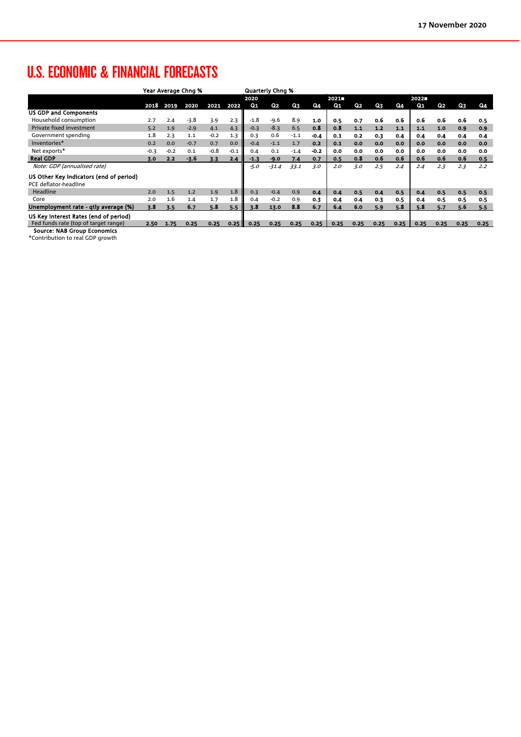# U.S. ECONOMIC & FINANCIAL FORECASTS

| | Year Average Chng % | | | | | Quarterly Chng % | | | | | | | | | | | |
|---|---|---|---|---|---|---|---|---|---|---|---|---|---|---|---|---|---|
| | | | | | | 2020 | | | | 2021 | | | | 2022 | | | |
| | 2018 | 2019 | 2020 | 2021 | 2022 | Q1 | Q2 | Q3 | Q4 | Q1 | Q2 | Q3 | Q4 | Q1 | Q2 | Q3 | Q4 |
| **US GDP and Components** | | | | | | | | | | | | | | | | | |
| Household consumption | 2.7 | 2.4 | -3.8 | 3.9 | 2.3 | -1.8 | -9.6 | 8.9 | 1.0 | 0.5 | 0.7 | 0.6 | 0.6 | 0.6 | 0.6 | 0.6 | 0.5 |
| Private fixed investment | 5.2 | 1.9 | -2.9 | 4.1 | 4.3 | -0.3 | -8.3 | 6.5 | 0.8 | 0.8 | 1.1 | 1.2 | 1.1 | 1.1 | 1.0 | 0.9 | 0.9 |
| Government spending | 1.8 | 2.3 | 1.1 | -0.2 | 1.3 | 0.3 | 0.6 | -1.1 | -0.4 | 0.1 | 0.2 | 0.3 | 0.4 | 0.4 | 0.4 | 0.4 | 0.4 |
| Inventories* | 0.2 | 0.0 | -0.7 | 0.7 | 0.0 | -0.4 | -1.1 | 1.7 | 0.2 | 0.1 | 0.0 | 0.0 | 0.0 | 0.0 | 0.0 | 0.0 | 0.0 |
| Net exports* | -0.3 | -0.2 | 0.1 | -0.8 | -0.1 | 0.4 | 0.1 | -1.4 | -0.2 | 0.0 | 0.0 | 0.0 | 0.0 | 0.0 | 0.0 | 0.0 | 0.0 |
| **Real GDP** | 3.0 | 2.2 | -3.6 | 3.3 | 2.4 | -1.3 | -9.0 | 7.4 | 0.7 | 0.5 | 0.8 | 0.6 | 0.6 | 0.6 | 0.6 | 0.6 | 0.5 |
| *Note: GDP (annualised rate)* | | | | | | *-5.0* | *-31.4* | *33.1* | *3.0* | *2.0* | *3.0* | *2.5* | *2.4* | *2.4* | *2.3* | *2.3* | *2.2* |
| **US Other Key Indicators (end of period)** | | | | | | | | | | | | | | | | | |
| PCE deflator-headline | | | | | | | | | | | | | | | | | |
| Headline | 2.0 | 1.5 | 1.2 | 1.9 | 1.8 | 0.3 | -0.4 | 0.9 | 0.4 | 0.4 | 0.5 | 0.4 | 0.5 | 0.4 | 0.5 | 0.5 | 0.5 |
| Core | 2.0 | 1.6 | 1.4 | 1.7 | 1.8 | 0.4 | -0.2 | 0.9 | 0.3 | 0.4 | 0.4 | 0.3 | 0.5 | 0.4 | 0.5 | 0.5 | 0.5 |
| **Unemployment rate - qtly average (%)** | 3.8 | 3.5 | 6.7 | 5.8 | 5.5 | 3.8 | 13.0 | 8.8 | 6.7 | 6.4 | 6.0 | 5.9 | 5.8 | 5.8 | 5.7 | 5.6 | 5.5 |
| **US Key Interest Rates (end of period)** | | | | | | | | | | | | | | | | | |
| Fed funds rate (top of target range) | 2.50 | 1.75 | 0.25 | 0.25 | 0.25 | 0.25 | 0.25 | 0.25 | 0.25 | 0.25 | 0.25 | 0.25 | 0.25 | 0.25 | 0.25 | 0.25 | 0.25 |

**Source: NAB Group Economics**

*Contribution to real GDP growth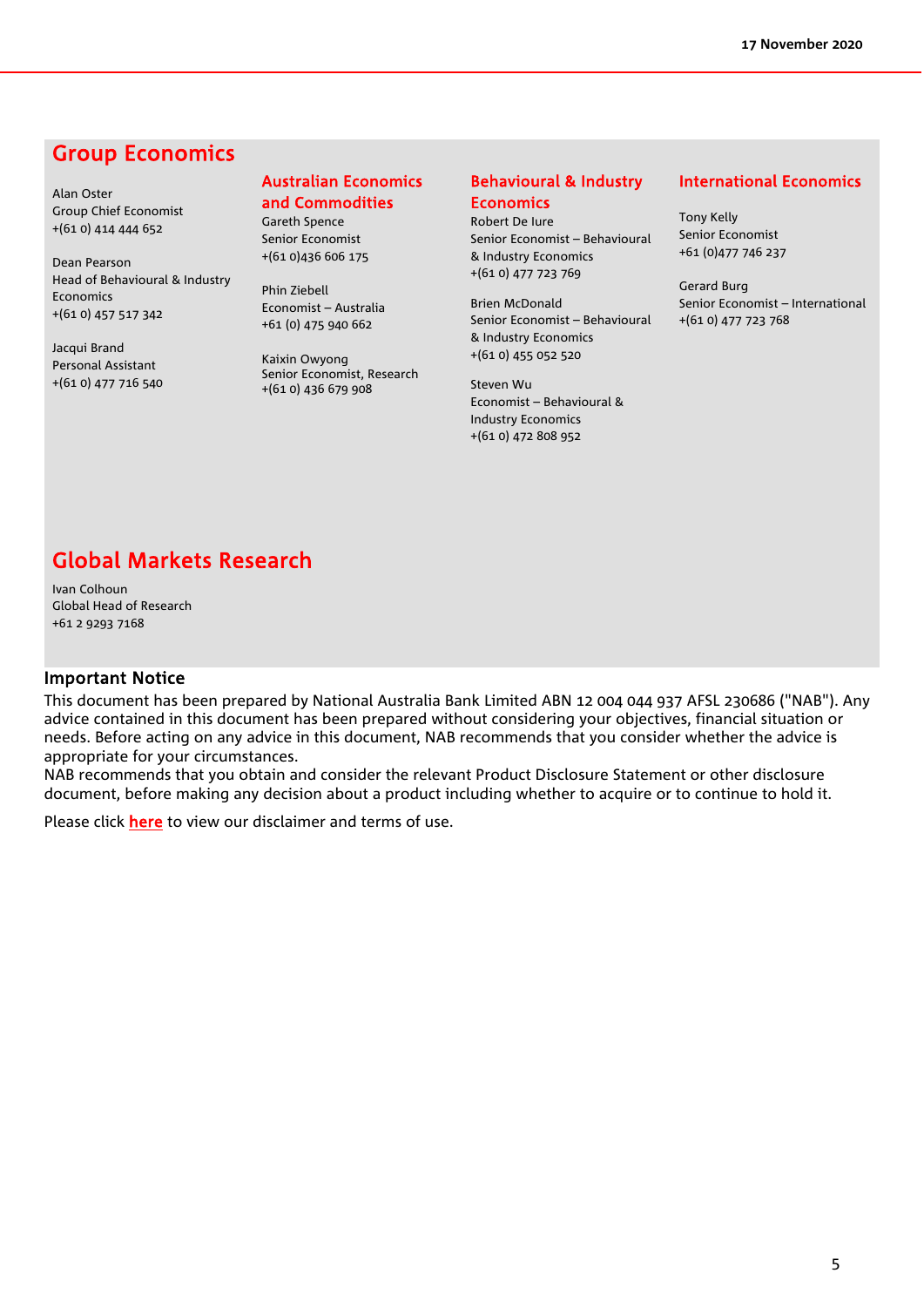# Group Economics

Alan Oster
Group Chief Economist
+(61 0) 414 444 652

Dean Pearson
Head of Behavioural & Industry Economics
+(61 0) 457 517 342

Jacqui Brand
Personal Assistant
+(61 0) 477 716 540

## Australian Economics and Commodities

Gareth Spence
Senior Economist
+(61 0)436 606 175

Phin Ziebell
Economist – Australia
+61 (0) 475 940 662

Kaixin Owyong
Senior Economist, Research
+(61 0) 436 679 908

## Behavioural & Industry Economics

Robert De Iure
Senior Economist – Behavioural & Industry Economics
+(61 0) 477 723 769

Brien McDonald
Senior Economist – Behavioural & Industry Economics
+(61 0) 455 052 520

Steven Wu
Economist – Behavioural & Industry Economics
+(61 0) 472 808 952

## International Economics

Tony Kelly
Senior Economist
+61 (0)477 746 237

Gerard Burg
Senior Economist – International
+(61 0) 477 723 768

# Global Markets Research

Ivan Colhoun
Global Head of Research
+61 2 9293 7168

### Important Notice

This document has been prepared by National Australia Bank Limited ABN 12 004 044 937 AFSL 230686 ("NAB"). Any advice contained in this document has been prepared without considering your objectives, financial situation or needs. Before acting on any advice in this document, NAB recommends that you consider whether the advice is appropriate for your circumstances.
NAB recommends that you obtain and consider the relevant Product Disclosure Statement or other disclosure document, before making any decision about a product including whether to acquire or to continue to hold it.

Please click **here** to view our disclaimer and terms of use.